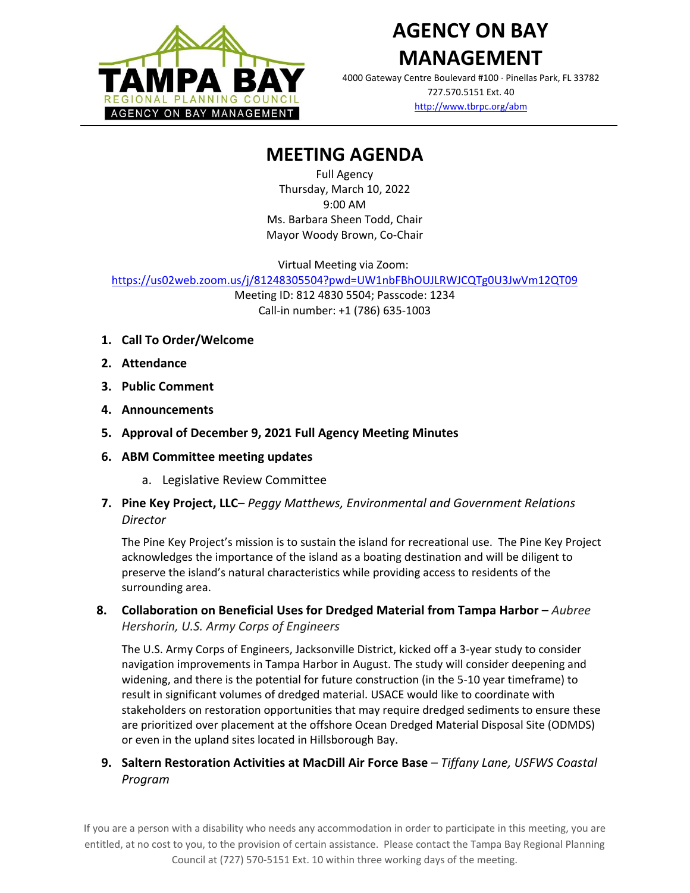# AGENCY ON BAY MANAGEMENT

4000 Gateway Centre Boulevard #100 · Pinellas Park, FL 33782
727.570.5151 Ext. 40
http://www.tbrpc.org/abm

## MEETING AGENDA

Full Agency
Thursday, March 10, 2022
9:00 AM
Ms. Barbara Sheen Todd, Chair
Mayor Woody Brown, Co-Chair

Virtual Meeting via Zoom:
https://us02web.zoom.us/j/81248305504?pwd=UW1nbFBhOUJLRWJCQTg0U3JwVm12QT09
Meeting ID: 812 4830 5504; Passcode: 1234
Call-in number: +1 (786) 635-1003

1. **Call To Order/Welcome**
2. **Attendance**
3. **Public Comment**
4. **Announcements**
5. **Approval of December 9, 2021 Full Agency Meeting Minutes**
6. **ABM Committee meeting updates**
   a. Legislative Review Committee
7. **Pine Key Project, LLC**– *Peggy Matthews, Environmental and Government Relations Director*

   The Pine Key Project's mission is to sustain the island for recreational use. The Pine Key Project acknowledges the importance of the island as a boating destination and will be diligent to preserve the island's natural characteristics while providing access to residents of the surrounding area.

8. **Collaboration on Beneficial Uses for Dredged Material from Tampa Harbor** – *Aubree Hershorin, U.S. Army Corps of Engineers*

   The U.S. Army Corps of Engineers, Jacksonville District, kicked off a 3-year study to consider navigation improvements in Tampa Harbor in August. The study will consider deepening and widening, and there is the potential for future construction (in the 5-10 year timeframe) to result in significant volumes of dredged material. USACE would like to coordinate with stakeholders on restoration opportunities that may require dredged sediments to ensure these are prioritized over placement at the offshore Ocean Dredged Material Disposal Site (ODMDS) or even in the upland sites located in Hillsborough Bay.

9. **Saltern Restoration Activities at MacDill Air Force Base** – *Tiffany Lane, USFWS Coastal Program*

If you are a person with a disability who needs any accommodation in order to participate in this meeting, you are entitled, at no cost to you, to the provision of certain assistance. Please contact the Tampa Bay Regional Planning Council at (727) 570-5151 Ext. 10 within three working days of the meeting.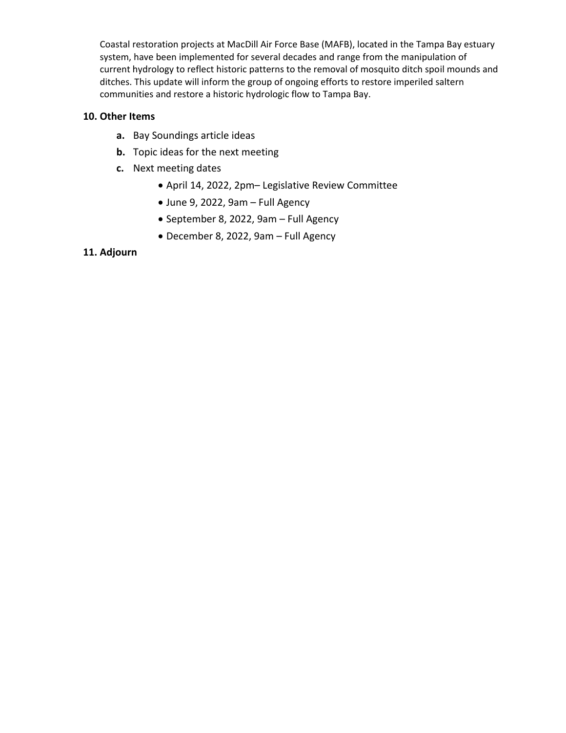Coastal restoration projects at MacDill Air Force Base (MAFB), located in the Tampa Bay estuary system, have been implemented for several decades and range from the manipulation of current hydrology to reflect historic patterns to the removal of mosquito ditch spoil mounds and ditches. This update will inform the group of ongoing efforts to restore imperiled saltern communities and restore a historic hydrologic flow to Tampa Bay.

**10. Other Items**

- **a.** Bay Soundings article ideas
- **b.** Topic ideas for the next meeting
- **c.** Next meeting dates
  - April 14, 2022, 2pm– Legislative Review Committee
  - June 9, 2022, 9am – Full Agency
  - September 8, 2022, 9am – Full Agency
  - December 8, 2022, 9am – Full Agency

**11. Adjourn**